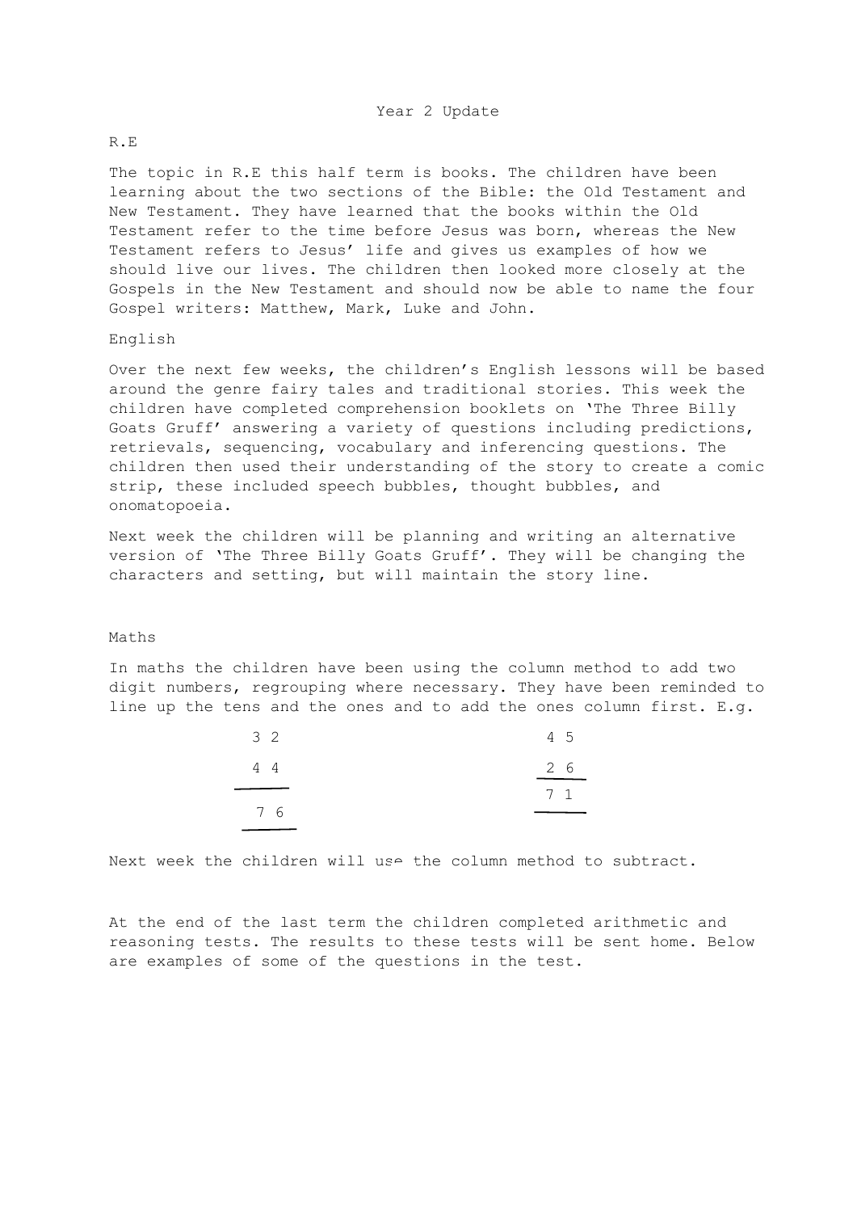# Year 2 Update

## R.E

The topic in R.E this half term is books. The children have been learning about the two sections of the Bible: the Old Testament and New Testament. They have learned that the books within the Old Testament refer to the time before Jesus was born, whereas the New Testament refers to Jesus' life and gives us examples of how we should live our lives. The children then looked more closely at the Gospels in the New Testament and should now be able to name the four Gospel writers: Matthew, Mark, Luke and John.

## English

Over the next few weeks, the children's English lessons will be based around the genre fairy tales and traditional stories. This week the children have completed comprehension booklets on 'The Three Billy Goats Gruff' answering a variety of questions including predictions, retrievals, sequencing, vocabulary and inferencing questions. The children then used their understanding of the story to create a comic strip, these included speech bubbles, thought bubbles, and onomatopoeia.

Next week the children will be planning and writing an alternative version of 'The Three Billy Goats Gruff'. They will be changing the characters and setting, but will maintain the story line.

## Maths

In maths the children have been using the column method to add two digit numbers, regrouping where necessary. They have been reminded to line up the tens and the ones and to add the ones column first. E.g.

```
  3 2          4 5
  4 4          2 6
 -----        -----
  7 6          7 1
 -----        -----
```

Next week the children will use the column method to subtract.

At the end of the last term the children completed arithmetic and reasoning tests. The results to these tests will be sent home. Below are examples of some of the questions in the test.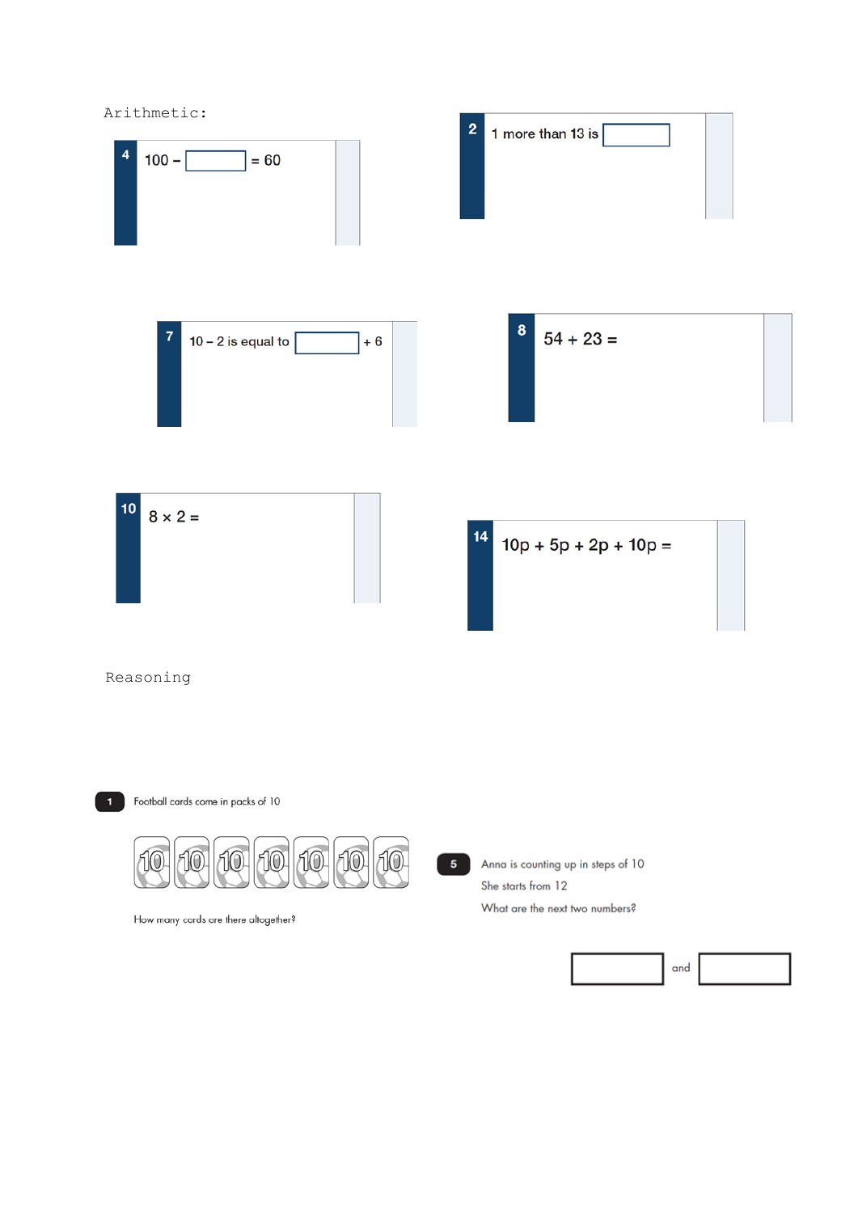Arithmetic:

**4** $100 - \square = 60$

**2** 1 more than 13 is $\square$

**7** $10 - 2$ is equal to $\square + 6$

**8** $54 + 23 =$

**10** $8 \times 2 =$

**14** $10p + 5p + 2p + 10p =$

Reasoning

**1** Football cards come in packs of 10

10 10 10 10 10 10 10

How many cards are there altogether?

**5** Anna is counting up in steps of 10

She starts from 12

What are the next two numbers?

$\square$ and $\square$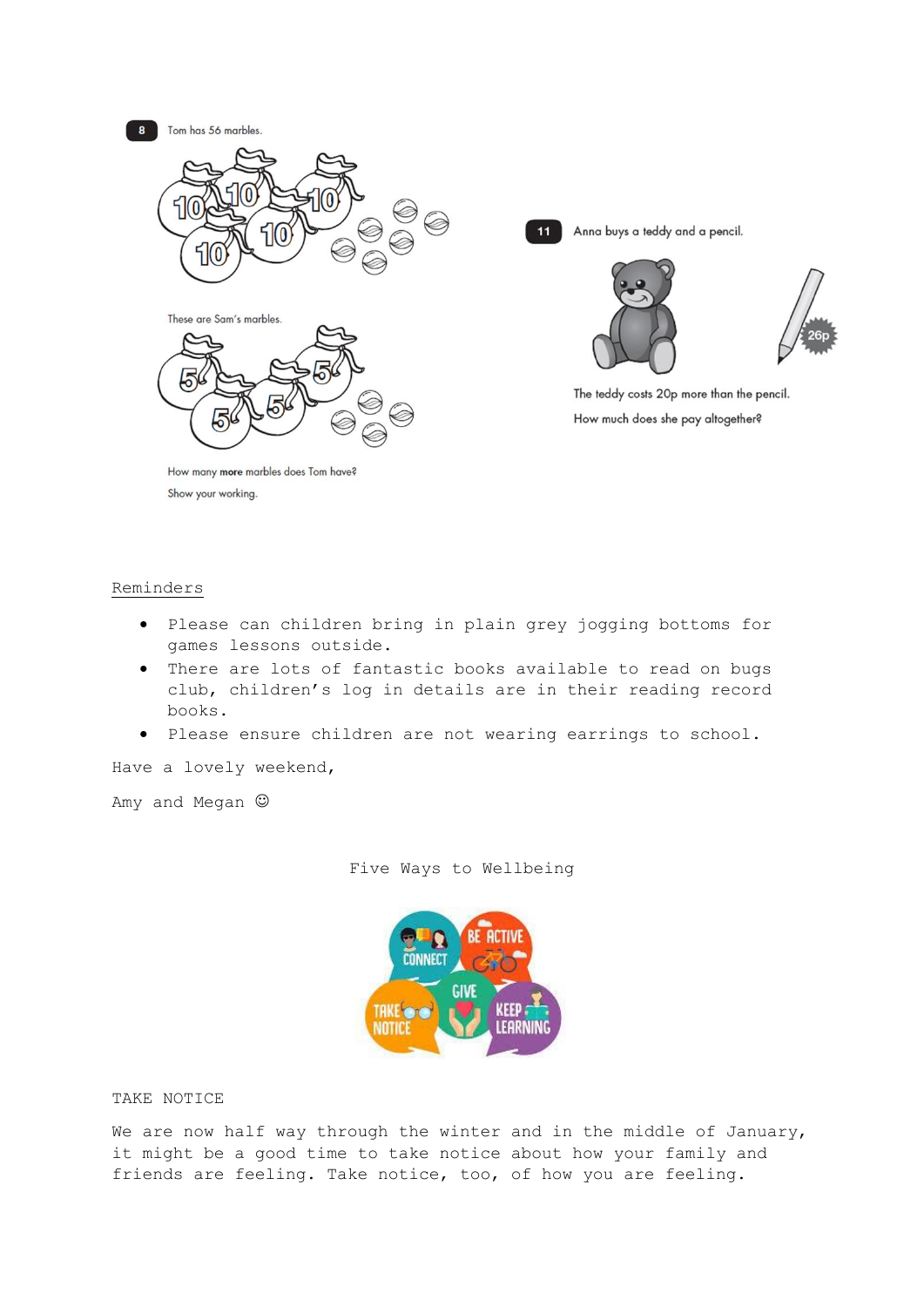**8** Tom has 56 marbles.

These are Sam's marbles.

How many **more** marbles does Tom have?

Show your working.

**11** Anna buys a teddy and a pencil.

26p

The teddy costs 20p more than the pencil.

How much does she pay altogether?

Reminders

- Please can children bring in plain grey jogging bottoms for games lessons outside.
- There are lots of fantastic books available to read on bugs club, children's log in details are in their reading record books.
- Please ensure children are not wearing earrings to school.

Have a lovely weekend,

Amy and Megan ☺

Five Ways to Wellbeing

CONNECT

BE ACTIVE

GIVE

TAKE NOTICE

KEEP LEARNING

TAKE NOTICE

We are now half way through the winter and in the middle of January, it might be a good time to take notice about how your family and friends are feeling. Take notice, too, of how you are feeling.